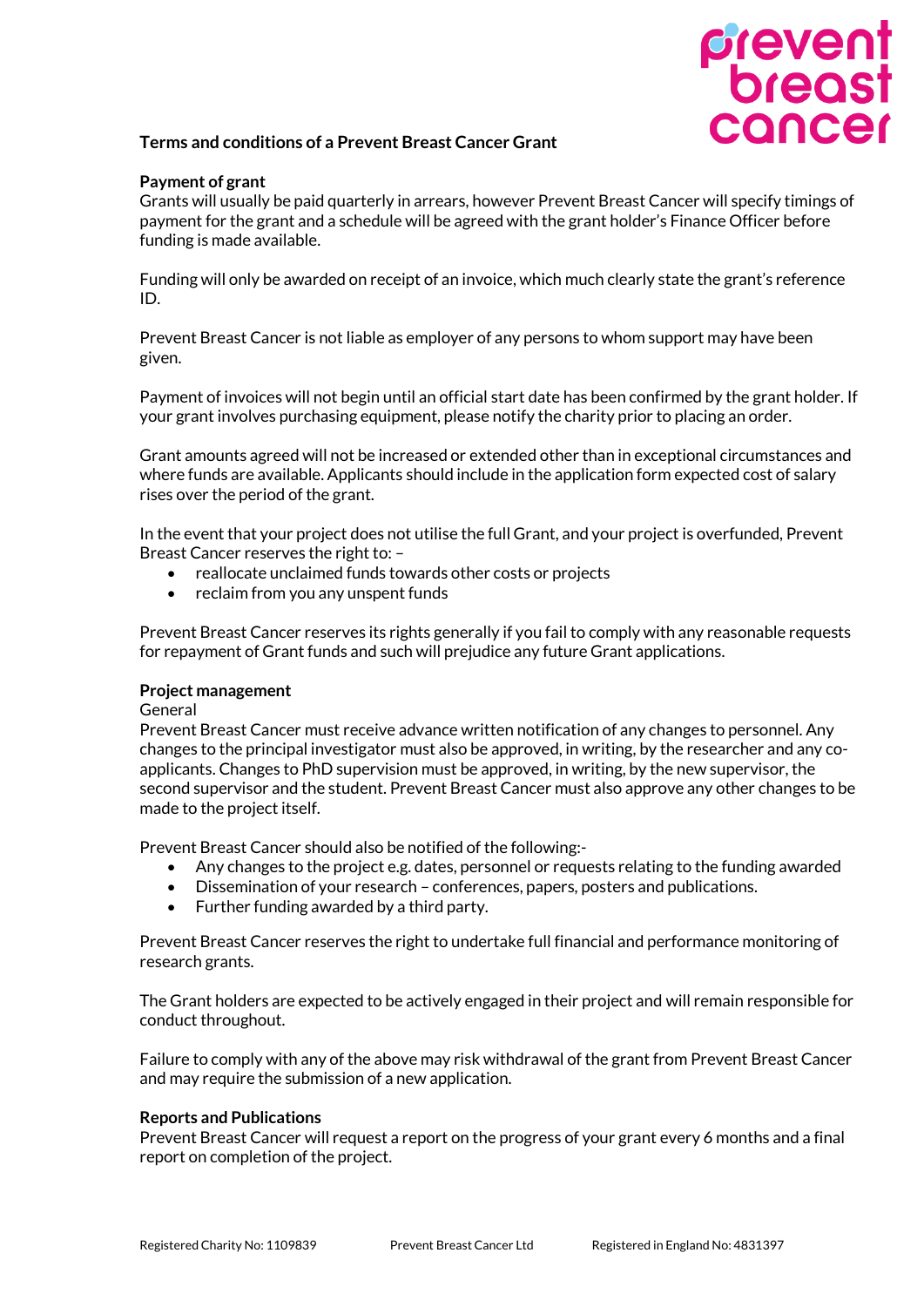# Terms and conditions of a Prevent Breast Cancer Grant

## Payment of grant

Grants will usually be paid quarterly in arrears, however Prevent Breast Cancer will specify timings of payment for the grant and a schedule will be agreed with the grant holder's Finance Officer before funding is made available.

Funding will only be awarded on receipt of an invoice, which much clearly state the grant's reference ID.

Prevent Breast Cancer is not liable as employer of any persons to whom support may have been given.

Payment of invoices will not begin until an official start date has been confirmed by the grant holder. If your grant involves purchasing equipment, please notify the charity prior to placing an order.

Grant amounts agreed will not be increased or extended other than in exceptional circumstances and where funds are available. Applicants should include in the application form expected cost of salary rises over the period of the grant.

In the event that your project does not utilise the full Grant, and your project is overfunded, Prevent Breast Cancer reserves the right to: –

- reallocate unclaimed funds towards other costs or projects
- reclaim from you any unspent funds

Prevent Breast Cancer reserves its rights generally if you fail to comply with any reasonable requests for repayment of Grant funds and such will prejudice any future Grant applications.

## Project management

General

Prevent Breast Cancer must receive advance written notification of any changes to personnel. Any changes to the principal investigator must also be approved, in writing, by the researcher and any co-applicants. Changes to PhD supervision must be approved, in writing, by the new supervisor, the second supervisor and the student. Prevent Breast Cancer must also approve any other changes to be made to the project itself.

Prevent Breast Cancer should also be notified of the following:-

- Any changes to the project e.g. dates, personnel or requests relating to the funding awarded
- Dissemination of your research – conferences, papers, posters and publications.
- Further funding awarded by a third party.

Prevent Breast Cancer reserves the right to undertake full financial and performance monitoring of research grants.

The Grant holders are expected to be actively engaged in their project and will remain responsible for conduct throughout.

Failure to comply with any of the above may risk withdrawal of the grant from Prevent Breast Cancer and may require the submission of a new application.

## Reports and Publications

Prevent Breast Cancer will request a report on the progress of your grant every 6 months and a final report on completion of the project.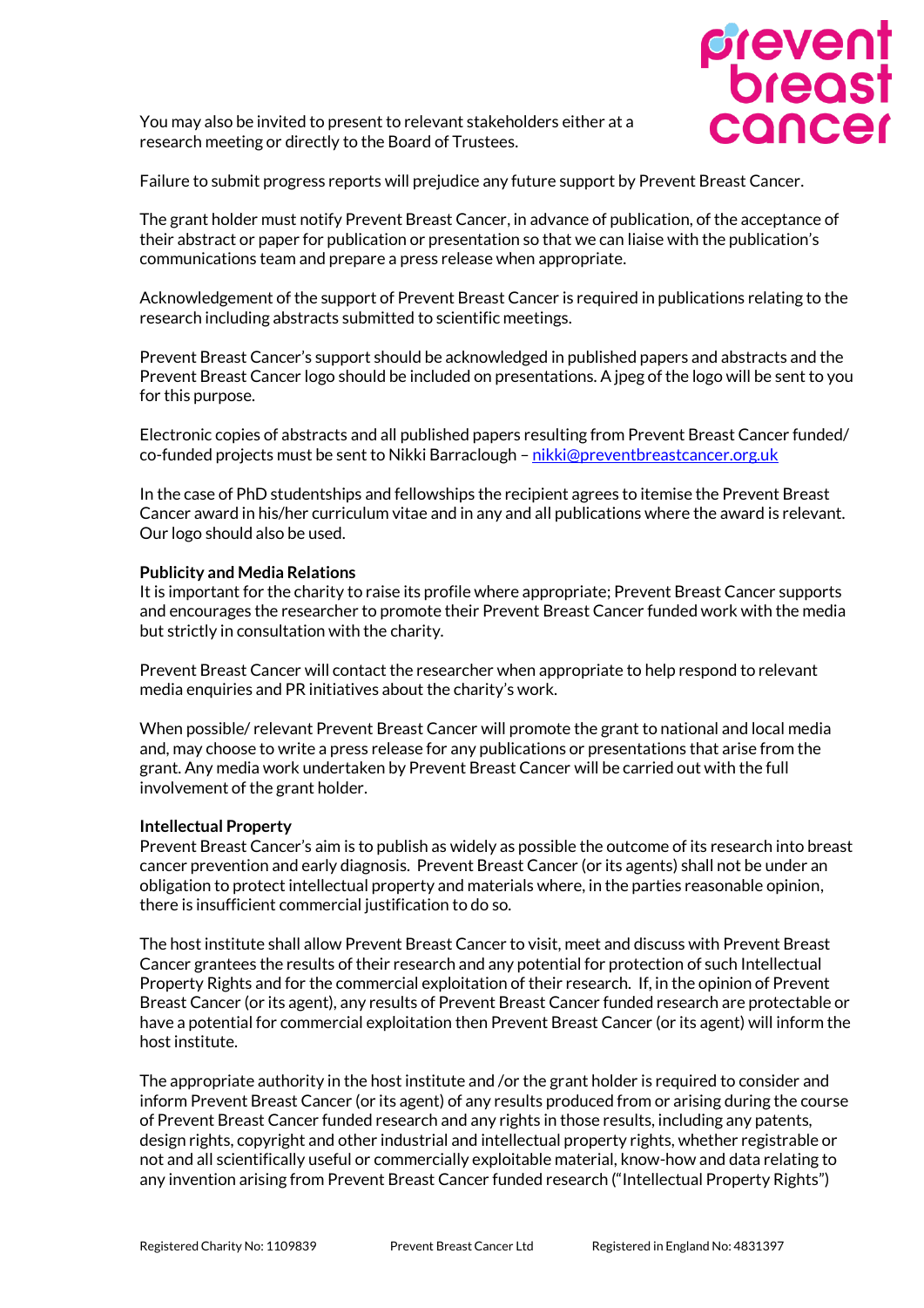You may also be invited to present to relevant stakeholders either at a research meeting or directly to the Board of Trustees.

Failure to submit progress reports will prejudice any future support by Prevent Breast Cancer.

The grant holder must notify Prevent Breast Cancer, in advance of publication, of the acceptance of their abstract or paper for publication or presentation so that we can liaise with the publication's communications team and prepare a press release when appropriate.

Acknowledgement of the support of Prevent Breast Cancer is required in publications relating to the research including abstracts submitted to scientific meetings.

Prevent Breast Cancer's support should be acknowledged in published papers and abstracts and the Prevent Breast Cancer logo should be included on presentations. A jpeg of the logo will be sent to you for this purpose.

Electronic copies of abstracts and all published papers resulting from Prevent Breast Cancer funded/ co-funded projects must be sent to Nikki Barraclough – nikki@preventbreastcancer.org.uk

In the case of PhD studentships and fellowships the recipient agrees to itemise the Prevent Breast Cancer award in his/her curriculum vitae and in any and all publications where the award is relevant. Our logo should also be used.

**Publicity and Media Relations**

It is important for the charity to raise its profile where appropriate; Prevent Breast Cancer supports and encourages the researcher to promote their Prevent Breast Cancer funded work with the media but strictly in consultation with the charity.

Prevent Breast Cancer will contact the researcher when appropriate to help respond to relevant media enquiries and PR initiatives about the charity's work.

When possible/ relevant Prevent Breast Cancer will promote the grant to national and local media and, may choose to write a press release for any publications or presentations that arise from the grant. Any media work undertaken by Prevent Breast Cancer will be carried out with the full involvement of the grant holder.

**Intellectual Property**

Prevent Breast Cancer's aim is to publish as widely as possible the outcome of its research into breast cancer prevention and early diagnosis. Prevent Breast Cancer (or its agents) shall not be under an obligation to protect intellectual property and materials where, in the parties reasonable opinion, there is insufficient commercial justification to do so.

The host institute shall allow Prevent Breast Cancer to visit, meet and discuss with Prevent Breast Cancer grantees the results of their research and any potential for protection of such Intellectual Property Rights and for the commercial exploitation of their research. If, in the opinion of Prevent Breast Cancer (or its agent), any results of Prevent Breast Cancer funded research are protectable or have a potential for commercial exploitation then Prevent Breast Cancer (or its agent) will inform the host institute.

The appropriate authority in the host institute and /or the grant holder is required to consider and inform Prevent Breast Cancer (or its agent) of any results produced from or arising during the course of Prevent Breast Cancer funded research and any rights in those results, including any patents, design rights, copyright and other industrial and intellectual property rights, whether registrable or not and all scientifically useful or commercially exploitable material, know-how and data relating to any invention arising from Prevent Breast Cancer funded research ("Intellectual Property Rights")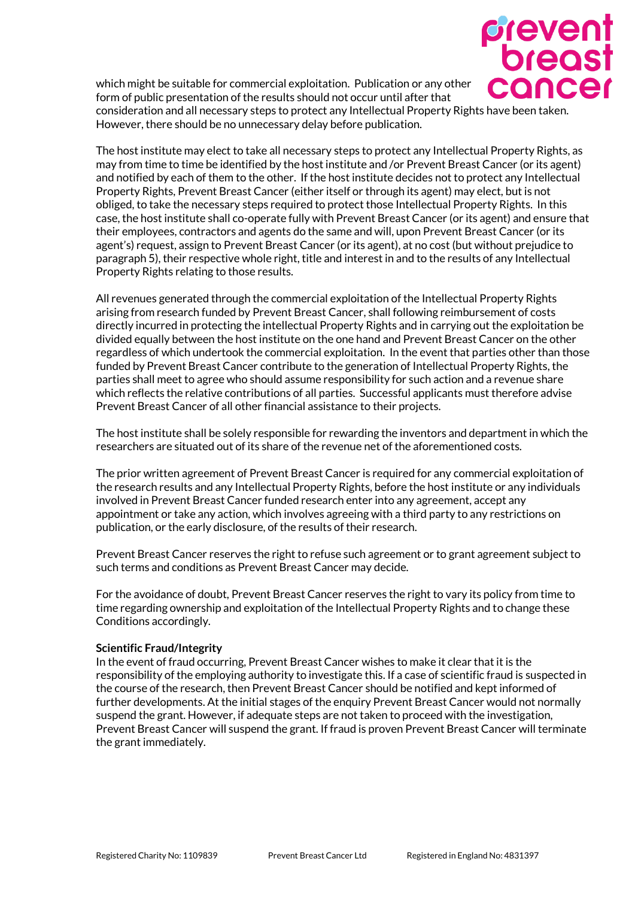which might be suitable for commercial exploitation. Publication or any other form of public presentation of the results should not occur until after that consideration and all necessary steps to protect any Intellectual Property Rights have been taken. However, there should be no unnecessary delay before publication.

The host institute may elect to take all necessary steps to protect any Intellectual Property Rights, as may from time to time be identified by the host institute and /or Prevent Breast Cancer (or its agent) and notified by each of them to the other. If the host institute decides not to protect any Intellectual Property Rights, Prevent Breast Cancer (either itself or through its agent) may elect, but is not obliged, to take the necessary steps required to protect those Intellectual Property Rights. In this case, the host institute shall co-operate fully with Prevent Breast Cancer (or its agent) and ensure that their employees, contractors and agents do the same and will, upon Prevent Breast Cancer (or its agent's) request, assign to Prevent Breast Cancer (or its agent), at no cost (but without prejudice to paragraph 5), their respective whole right, title and interest in and to the results of any Intellectual Property Rights relating to those results.

All revenues generated through the commercial exploitation of the Intellectual Property Rights arising from research funded by Prevent Breast Cancer, shall following reimbursement of costs directly incurred in protecting the intellectual Property Rights and in carrying out the exploitation be divided equally between the host institute on the one hand and Prevent Breast Cancer on the other regardless of which undertook the commercial exploitation. In the event that parties other than those funded by Prevent Breast Cancer contribute to the generation of Intellectual Property Rights, the parties shall meet to agree who should assume responsibility for such action and a revenue share which reflects the relative contributions of all parties. Successful applicants must therefore advise Prevent Breast Cancer of all other financial assistance to their projects.

The host institute shall be solely responsible for rewarding the inventors and department in which the researchers are situated out of its share of the revenue net of the aforementioned costs.

The prior written agreement of Prevent Breast Cancer is required for any commercial exploitation of the research results and any Intellectual Property Rights, before the host institute or any individuals involved in Prevent Breast Cancer funded research enter into any agreement, accept any appointment or take any action, which involves agreeing with a third party to any restrictions on publication, or the early disclosure, of the results of their research.

Prevent Breast Cancer reserves the right to refuse such agreement or to grant agreement subject to such terms and conditions as Prevent Breast Cancer may decide.

For the avoidance of doubt, Prevent Breast Cancer reserves the right to vary its policy from time to time regarding ownership and exploitation of the Intellectual Property Rights and to change these Conditions accordingly.

**Scientific Fraud/Integrity**

In the event of fraud occurring, Prevent Breast Cancer wishes to make it clear that it is the responsibility of the employing authority to investigate this. If a case of scientific fraud is suspected in the course of the research, then Prevent Breast Cancer should be notified and kept informed of further developments. At the initial stages of the enquiry Prevent Breast Cancer would not normally suspend the grant. However, if adequate steps are not taken to proceed with the investigation, Prevent Breast Cancer will suspend the grant. If fraud is proven Prevent Breast Cancer will terminate the grant immediately.